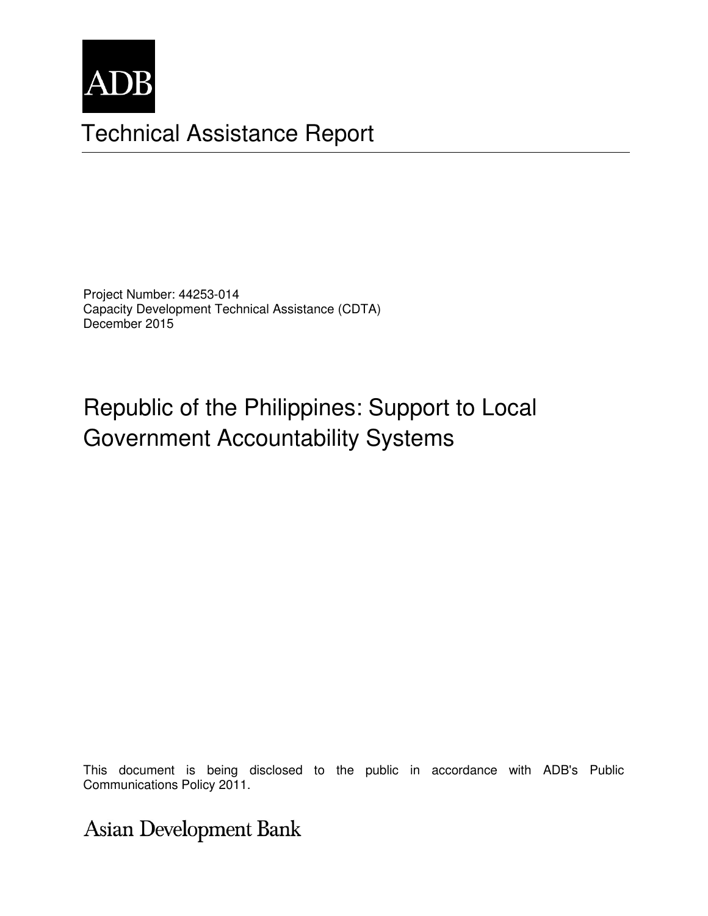ADB

# Technical Assistance Report

Project Number: 44253-014
Capacity Development Technical Assistance (CDTA)
December 2015

# Republic of the Philippines: Support to Local Government Accountability Systems

This document is being disclosed to the public in accordance with ADB's Public Communications Policy 2011.

Asian Development Bank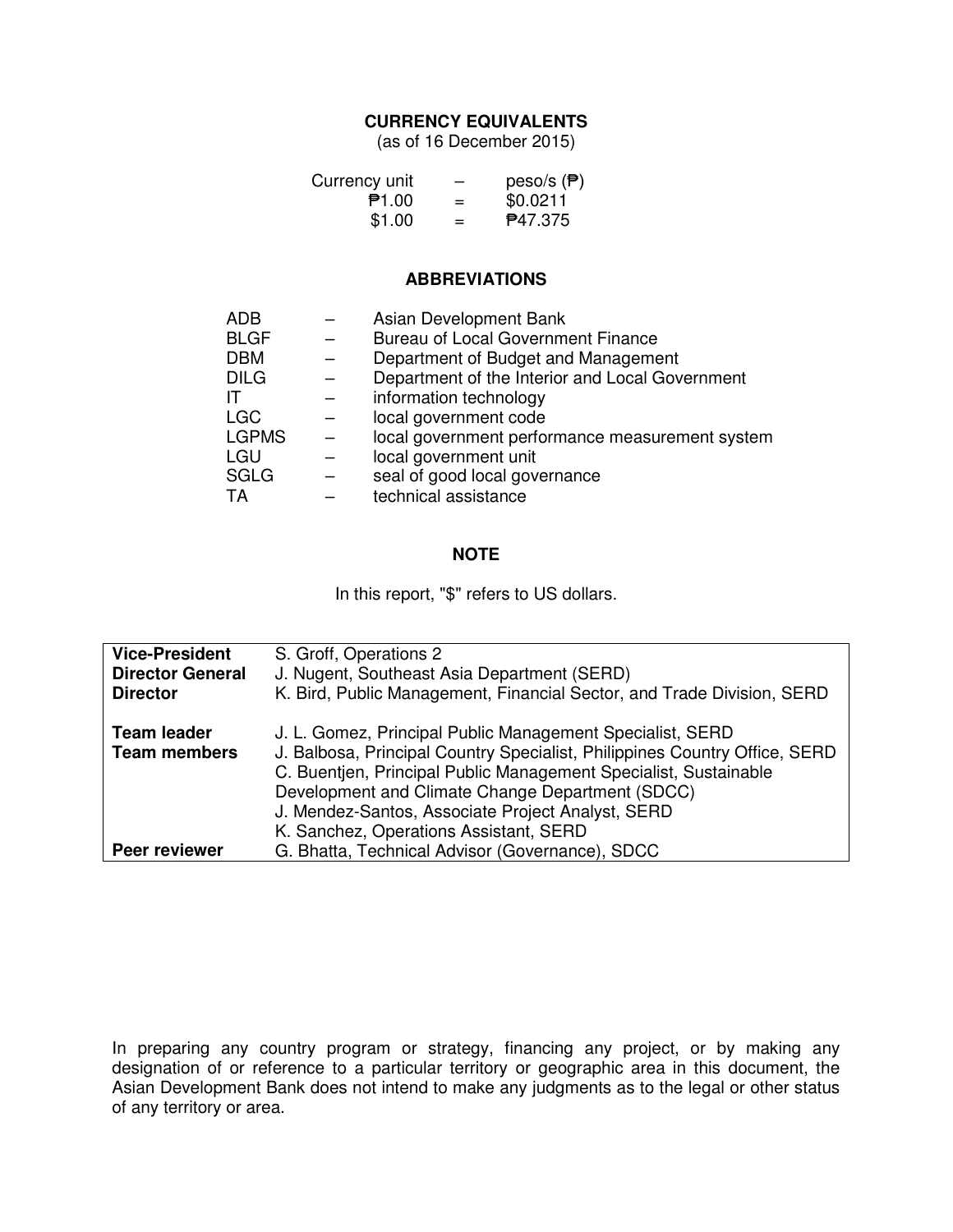## CURRENCY EQUIVALENTS

(as of 16 December 2015)

| Currency unit | – | peso/s (₱) |
|---|---|---|
| ₱1.00 | = | $0.0211 |
| $1.00 | = | ₱47.375 |

## ABBREVIATIONS

| | | |
|---|---|---|
| ADB | – | Asian Development Bank |
| BLGF | – | Bureau of Local Government Finance |
| DBM | – | Department of Budget and Management |
| DILG | – | Department of the Interior and Local Government |
| IT | – | information technology |
| LGC | – | local government code |
| LGPMS | – | local government performance measurement system |
| LGU | – | local government unit |
| SGLG | – | seal of good local governance |
| TA | – | technical assistance |

## NOTE

In this report, "$" refers to US dollars.

| | |
|---|---|
| **Vice-President** | S. Groff, Operations 2 |
| **Director General** | J. Nugent, Southeast Asia Department (SERD) |
| **Director** | K. Bird, Public Management, Financial Sector, and Trade Division, SERD |
| **Team leader** | J. L. Gomez, Principal Public Management Specialist, SERD |
| **Team members** | J. Balbosa, Principal Country Specialist, Philippines Country Office, SERD<br>C. Buentjen, Principal Public Management Specialist, Sustainable Development and Climate Change Department (SDCC)<br>J. Mendez-Santos, Associate Project Analyst, SERD<br>K. Sanchez, Operations Assistant, SERD |
| **Peer reviewer** | G. Bhatta, Technical Advisor (Governance), SDCC |

In preparing any country program or strategy, financing any project, or by making any designation of or reference to a particular territory or geographic area in this document, the Asian Development Bank does not intend to make any judgments as to the legal or other status of any territory or area.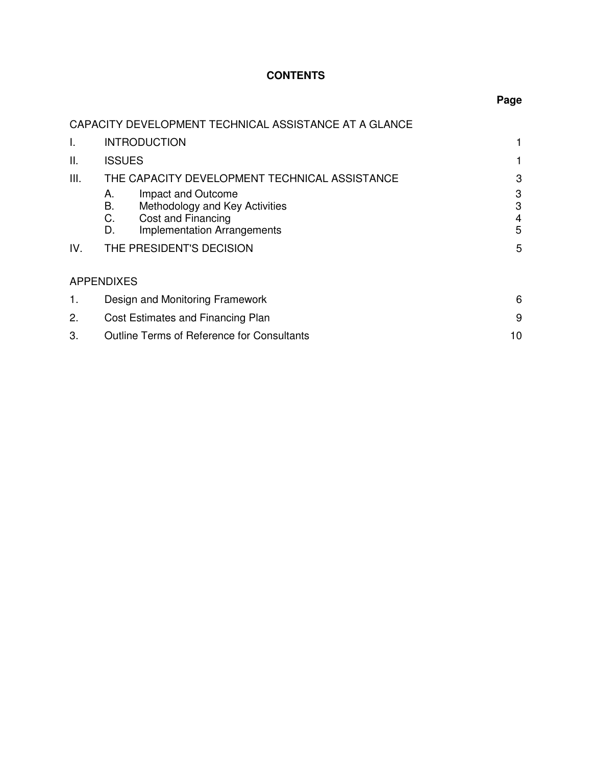# CONTENTS

| | | Page |
|---|---|---|
| CAPACITY DEVELOPMENT TECHNICAL ASSISTANCE AT A GLANCE | | |
| I. | INTRODUCTION | 1 |
| II. | ISSUES | 1 |
| III. | THE CAPACITY DEVELOPMENT TECHNICAL ASSISTANCE | 3 |
| | A. Impact and Outcome | 3 |
| | B. Methodology and Key Activities | 3 |
| | C. Cost and Financing | 4 |
| | D. Implementation Arrangements | 5 |
| IV. | THE PRESIDENT'S DECISION | 5 |
| APPENDIXES | | |
| 1. | Design and Monitoring Framework | 6 |
| 2. | Cost Estimates and Financing Plan | 9 |
| 3. | Outline Terms of Reference for Consultants | 10 |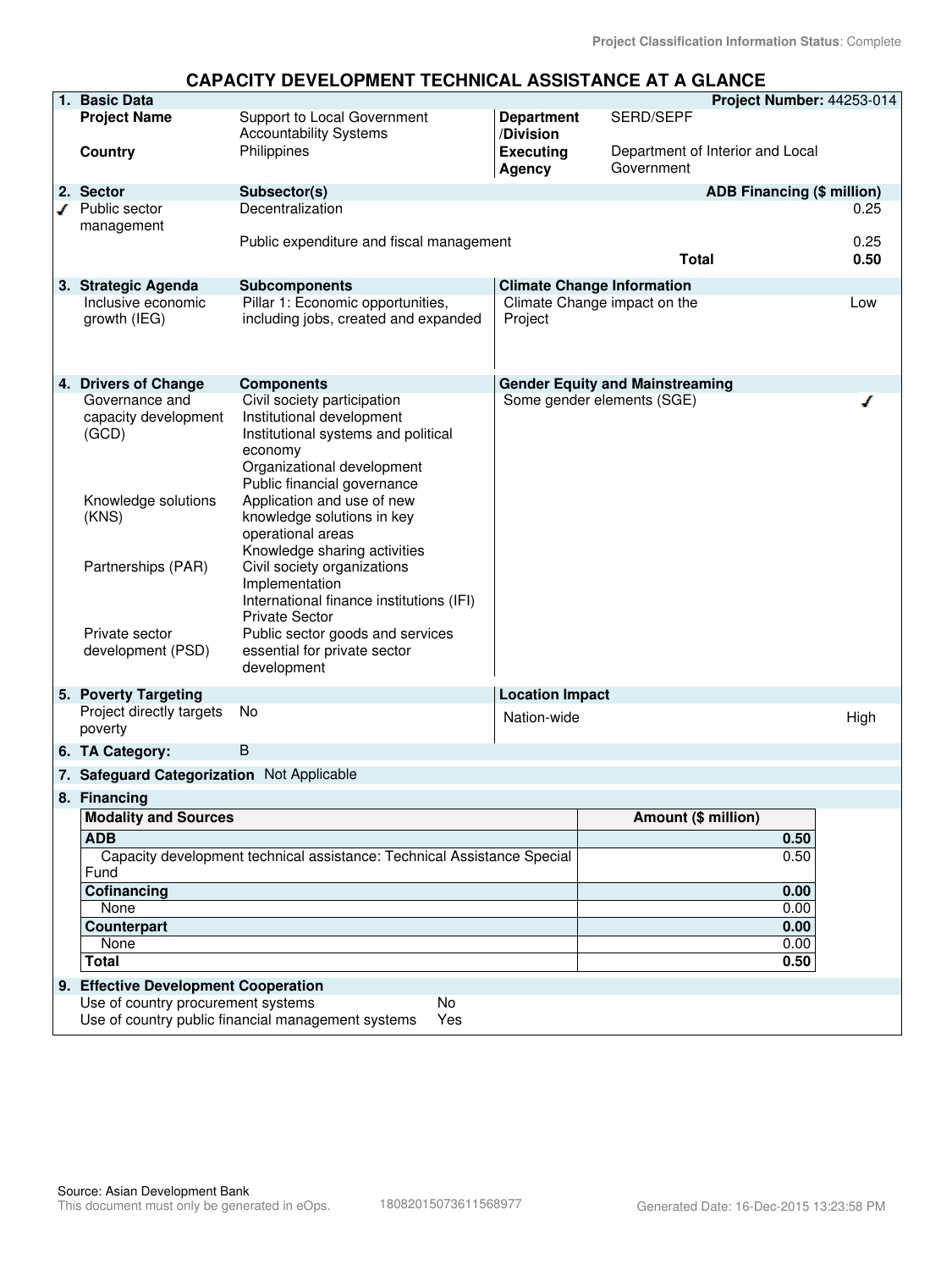Project Classification Information Status: Complete

# CAPACITY DEVELOPMENT TECHNICAL ASSISTANCE AT A GLANCE

**1. Basic Data** — **Project Number:** 44253-014

| | | | |
|---|---|---|---|
| **Project Name** | Support to Local Government Accountability Systems | **Department /Division** | SERD/SEPF |
| **Country** | Philippines | **Executing Agency** | Department of Interior and Local Government |

**2. Sector**

| Sector | Subsector(s) | ADB Financing ($ million) |
|---|---|---|
| ✓ Public sector management | Decentralization | 0.25 |
| | Public expenditure and fiscal management | 0.25 |
| | **Total** | **0.50** |

**3. Strategic Agenda**

| Strategic Agenda | Subcomponents | Climate Change Information | |
|---|---|---|---|
| Inclusive economic growth (IEG) | Pillar 1: Economic opportunities, including jobs, created and expanded | Climate Change impact on the Project | Low |

**4. Drivers of Change**

| Drivers of Change | Components | Gender Equity and Mainstreaming | |
|---|---|---|---|
| Governance and capacity development (GCD) | Civil society participation<br>Institutional development<br>Institutional systems and political economy<br>Organizational development<br>Public financial governance | Some gender elements (SGE) | ✓ |
| Knowledge solutions (KNS) | Application and use of new knowledge solutions in key operational areas<br>Knowledge sharing activities | | |
| Partnerships (PAR) | Civil society organizations<br>Implementation<br>International finance institutions (IFI)<br>Private Sector | | |
| Private sector development (PSD) | Public sector goods and services essential for private sector development | | |

**5. Poverty Targeting**

| Poverty Targeting | | Location Impact | |
|---|---|---|---|
| Project directly targets poverty | No | Nation-wide | High |

**6. TA Category:** B

**7. Safeguard Categorization** Not Applicable

**8. Financing**

| Modality and Sources | Amount ($ million) |
|---|---|
| **ADB** | **0.50** |
| Capacity development technical assistance: Technical Assistance Special Fund | 0.50 |
| **Cofinancing** | **0.00** |
| None | 0.00 |
| **Counterpart** | **0.00** |
| None | 0.00 |
| **Total** | **0.50** |

**9. Effective Development Cooperation**

| | |
|---|---|
| Use of country procurement systems | No |
| Use of country public financial management systems | Yes |

Source: Asian Development Bank
This document must only be generated in eOps. 18082015073611568977 Generated Date: 16-Dec-2015 13:23:58 PM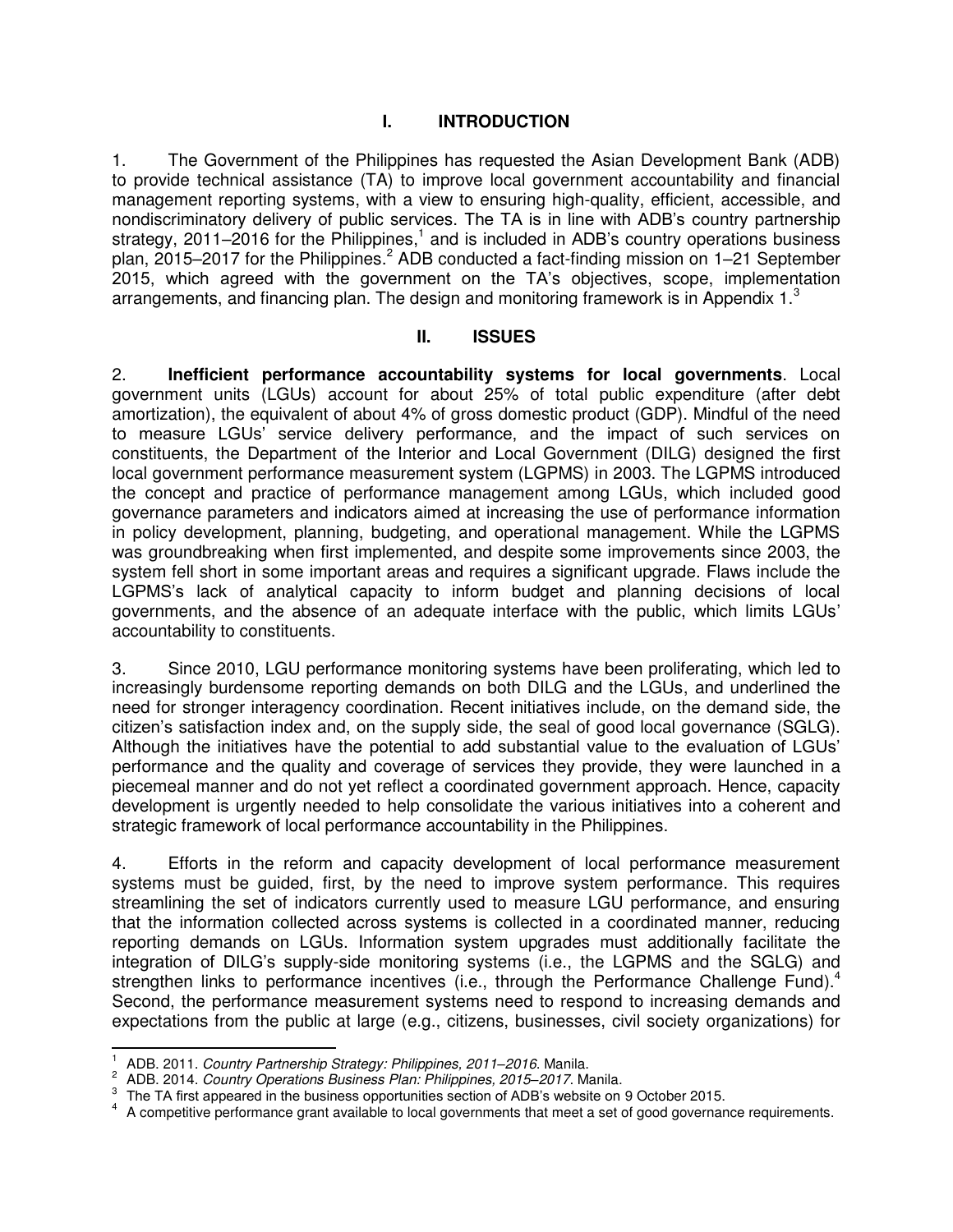# I. INTRODUCTION

1. The Government of the Philippines has requested the Asian Development Bank (ADB) to provide technical assistance (TA) to improve local government accountability and financial management reporting systems, with a view to ensuring high-quality, efficient, accessible, and nondiscriminatory delivery of public services. The TA is in line with ADB's country partnership strategy, 2011–2016 for the Philippines,[1] and is included in ADB's country operations business plan, 2015–2017 for the Philippines.[2] ADB conducted a fact-finding mission on 1–21 September 2015, which agreed with the government on the TA's objectives, scope, implementation arrangements, and financing plan. The design and monitoring framework is in Appendix 1.[3]

# II. ISSUES

2. **Inefficient performance accountability systems for local governments**. Local government units (LGUs) account for about 25% of total public expenditure (after debt amortization), the equivalent of about 4% of gross domestic product (GDP). Mindful of the need to measure LGUs' service delivery performance, and the impact of such services on constituents, the Department of the Interior and Local Government (DILG) designed the first local government performance measurement system (LGPMS) in 2003. The LGPMS introduced the concept and practice of performance management among LGUs, which included good governance parameters and indicators aimed at increasing the use of performance information in policy development, planning, budgeting, and operational management. While the LGPMS was groundbreaking when first implemented, and despite some improvements since 2003, the system fell short in some important areas and requires a significant upgrade. Flaws include the LGPMS's lack of analytical capacity to inform budget and planning decisions of local governments, and the absence of an adequate interface with the public, which limits LGUs' accountability to constituents.

3. Since 2010, LGU performance monitoring systems have been proliferating, which led to increasingly burdensome reporting demands on both DILG and the LGUs, and underlined the need for stronger interagency coordination. Recent initiatives include, on the demand side, the citizen's satisfaction index and, on the supply side, the seal of good local governance (SGLG). Although the initiatives have the potential to add substantial value to the evaluation of LGUs' performance and the quality and coverage of services they provide, they were launched in a piecemeal manner and do not yet reflect a coordinated government approach. Hence, capacity development is urgently needed to help consolidate the various initiatives into a coherent and strategic framework of local performance accountability in the Philippines.

4. Efforts in the reform and capacity development of local performance measurement systems must be guided, first, by the need to improve system performance. This requires streamlining the set of indicators currently used to measure LGU performance, and ensuring that the information collected across systems is collected in a coordinated manner, reducing reporting demands on LGUs. Information system upgrades must additionally facilitate the integration of DILG's supply-side monitoring systems (i.e., the LGPMS and the SGLG) and strengthen links to performance incentives (i.e., through the Performance Challenge Fund).[4] Second, the performance measurement systems need to respond to increasing demands and expectations from the public at large (e.g., citizens, businesses, civil society organizations) for

---

[1] ADB. 2011. *Country Partnership Strategy: Philippines, 2011–2016*. Manila.

[2] ADB. 2014. *Country Operations Business Plan: Philippines, 2015–2017*. Manila.

[3] The TA first appeared in the business opportunities section of ADB's website on 9 October 2015.

[4] A competitive performance grant available to local governments that meet a set of good governance requirements.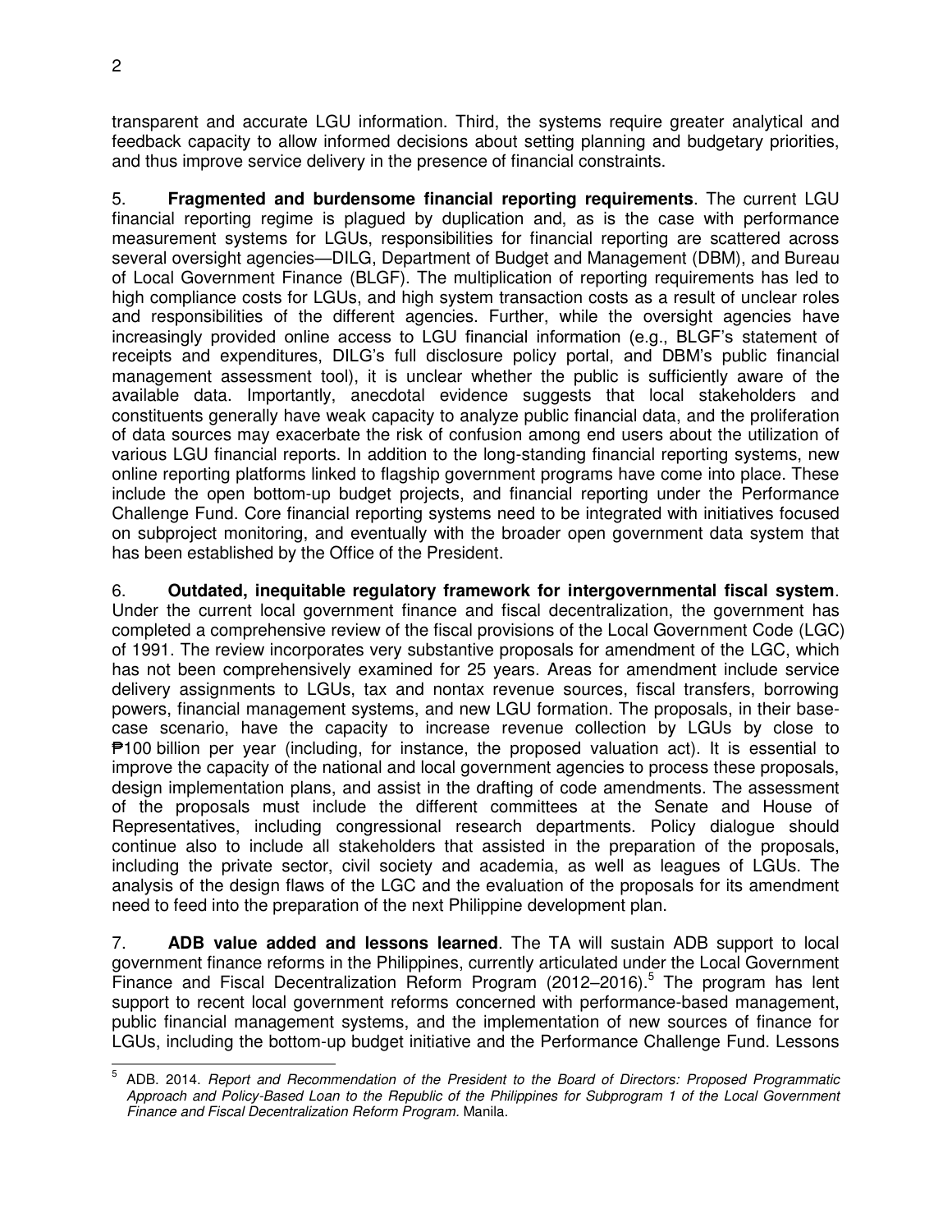transparent and accurate LGU information. Third, the systems require greater analytical and feedback capacity to allow informed decisions about setting planning and budgetary priorities, and thus improve service delivery in the presence of financial constraints.

5. **Fragmented and burdensome financial reporting requirements**. The current LGU financial reporting regime is plagued by duplication and, as is the case with performance measurement systems for LGUs, responsibilities for financial reporting are scattered across several oversight agencies—DILG, Department of Budget and Management (DBM), and Bureau of Local Government Finance (BLGF). The multiplication of reporting requirements has led to high compliance costs for LGUs, and high system transaction costs as a result of unclear roles and responsibilities of the different agencies. Further, while the oversight agencies have increasingly provided online access to LGU financial information (e.g., BLGF's statement of receipts and expenditures, DILG's full disclosure policy portal, and DBM's public financial management assessment tool), it is unclear whether the public is sufficiently aware of the available data. Importantly, anecdotal evidence suggests that local stakeholders and constituents generally have weak capacity to analyze public financial data, and the proliferation of data sources may exacerbate the risk of confusion among end users about the utilization of various LGU financial reports. In addition to the long-standing financial reporting systems, new online reporting platforms linked to flagship government programs have come into place. These include the open bottom-up budget projects, and financial reporting under the Performance Challenge Fund. Core financial reporting systems need to be integrated with initiatives focused on subproject monitoring, and eventually with the broader open government data system that has been established by the Office of the President.

6. **Outdated, inequitable regulatory framework for intergovernmental fiscal system**. Under the current local government finance and fiscal decentralization, the government has completed a comprehensive review of the fiscal provisions of the Local Government Code (LGC) of 1991. The review incorporates very substantive proposals for amendment of the LGC, which has not been comprehensively examined for 25 years. Areas for amendment include service delivery assignments to LGUs, tax and nontax revenue sources, fiscal transfers, borrowing powers, financial management systems, and new LGU formation. The proposals, in their base-case scenario, have the capacity to increase revenue collection by LGUs by close to ₱100 billion per year (including, for instance, the proposed valuation act). It is essential to improve the capacity of the national and local government agencies to process these proposals, design implementation plans, and assist in the drafting of code amendments. The assessment of the proposals must include the different committees at the Senate and House of Representatives, including congressional research departments. Policy dialogue should continue also to include all stakeholders that assisted in the preparation of the proposals, including the private sector, civil society and academia, as well as leagues of LGUs. The analysis of the design flaws of the LGC and the evaluation of the proposals for its amendment need to feed into the preparation of the next Philippine development plan.

7. **ADB value added and lessons learned**. The TA will sustain ADB support to local government finance reforms in the Philippines, currently articulated under the Local Government Finance and Fiscal Decentralization Reform Program (2012–2016).[5] The program has lent support to recent local government reforms concerned with performance-based management, public financial management systems, and the implementation of new sources of finance for LGUs, including the bottom-up budget initiative and the Performance Challenge Fund. Lessons

---

[5] ADB. 2014. *Report and Recommendation of the President to the Board of Directors: Proposed Programmatic Approach and Policy-Based Loan to the Republic of the Philippines for Subprogram 1 of the Local Government Finance and Fiscal Decentralization Reform Program.* Manila.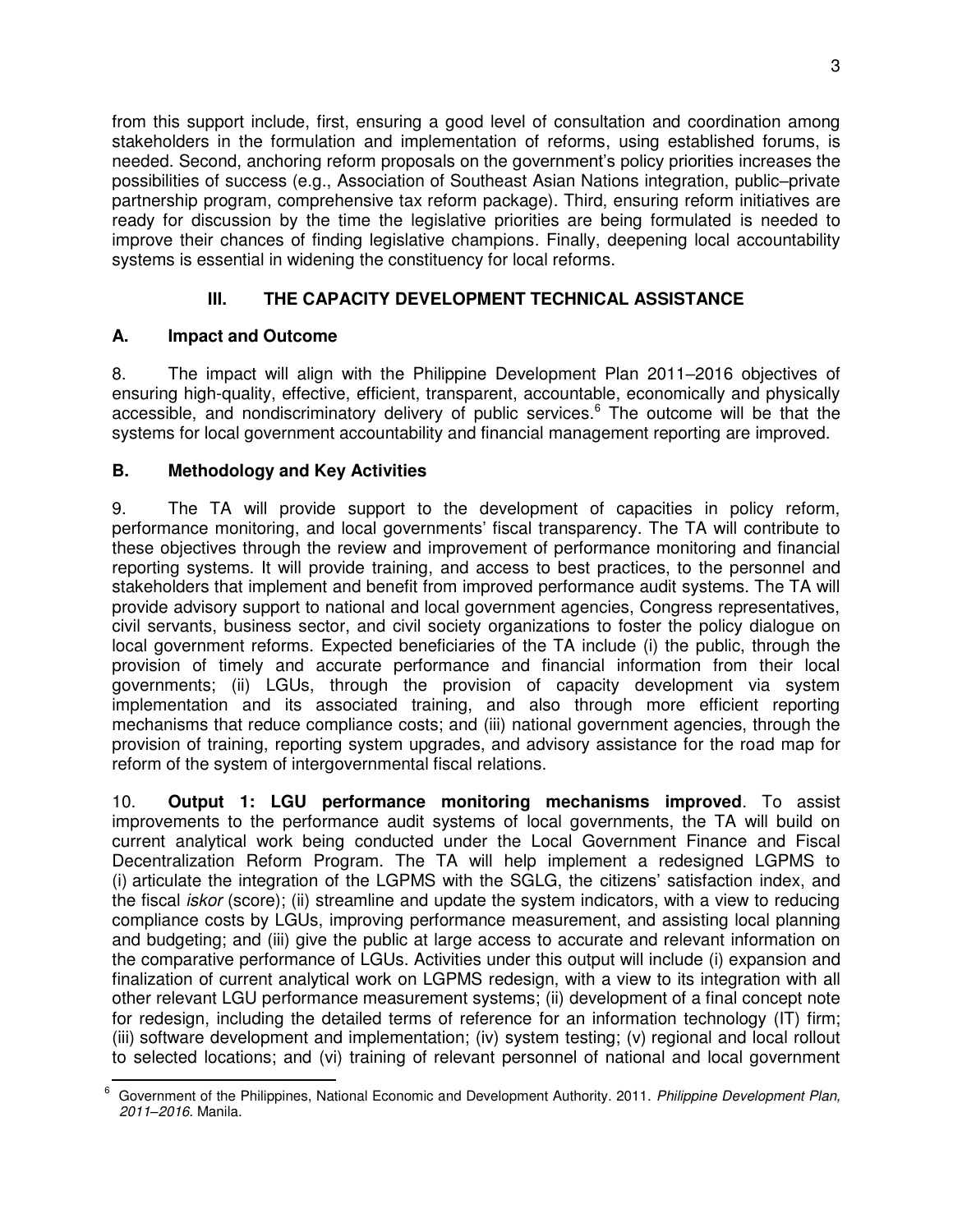from this support include, first, ensuring a good level of consultation and coordination among stakeholders in the formulation and implementation of reforms, using established forums, is needed. Second, anchoring reform proposals on the government's policy priorities increases the possibilities of success (e.g., Association of Southeast Asian Nations integration, public–private partnership program, comprehensive tax reform package). Third, ensuring reform initiatives are ready for discussion by the time the legislative priorities are being formulated is needed to improve their chances of finding legislative champions. Finally, deepening local accountability systems is essential in widening the constituency for local reforms.

## III. THE CAPACITY DEVELOPMENT TECHNICAL ASSISTANCE

### A. Impact and Outcome

8. The impact will align with the Philippine Development Plan 2011–2016 objectives of ensuring high-quality, effective, efficient, transparent, accountable, economically and physically accessible, and nondiscriminatory delivery of public services.[6] The outcome will be that the systems for local government accountability and financial management reporting are improved.

### B. Methodology and Key Activities

9. The TA will provide support to the development of capacities in policy reform, performance monitoring, and local governments' fiscal transparency. The TA will contribute to these objectives through the review and improvement of performance monitoring and financial reporting systems. It will provide training, and access to best practices, to the personnel and stakeholders that implement and benefit from improved performance audit systems. The TA will provide advisory support to national and local government agencies, Congress representatives, civil servants, business sector, and civil society organizations to foster the policy dialogue on local government reforms. Expected beneficiaries of the TA include (i) the public, through the provision of timely and accurate performance and financial information from their local governments; (ii) LGUs, through the provision of capacity development via system implementation and its associated training, and also through more efficient reporting mechanisms that reduce compliance costs; and (iii) national government agencies, through the provision of training, reporting system upgrades, and advisory assistance for the road map for reform of the system of intergovernmental fiscal relations.

10. **Output 1: LGU performance monitoring mechanisms improved**. To assist improvements to the performance audit systems of local governments, the TA will build on current analytical work being conducted under the Local Government Finance and Fiscal Decentralization Reform Program. The TA will help implement a redesigned LGPMS to (i) articulate the integration of the LGPMS with the SGLG, the citizens' satisfaction index, and the fiscal *iskor* (score); (ii) streamline and update the system indicators, with a view to reducing compliance costs by LGUs, improving performance measurement, and assisting local planning and budgeting; and (iii) give the public at large access to accurate and relevant information on the comparative performance of LGUs. Activities under this output will include (i) expansion and finalization of current analytical work on LGPMS redesign, with a view to its integration with all other relevant LGU performance measurement systems; (ii) development of a final concept note for redesign, including the detailed terms of reference for an information technology (IT) firm; (iii) software development and implementation; (iv) system testing; (v) regional and local rollout to selected locations; and (vi) training of relevant personnel of national and local government

[6] Government of the Philippines, National Economic and Development Authority. 2011. *Philippine Development Plan, 2011–2016*. Manila.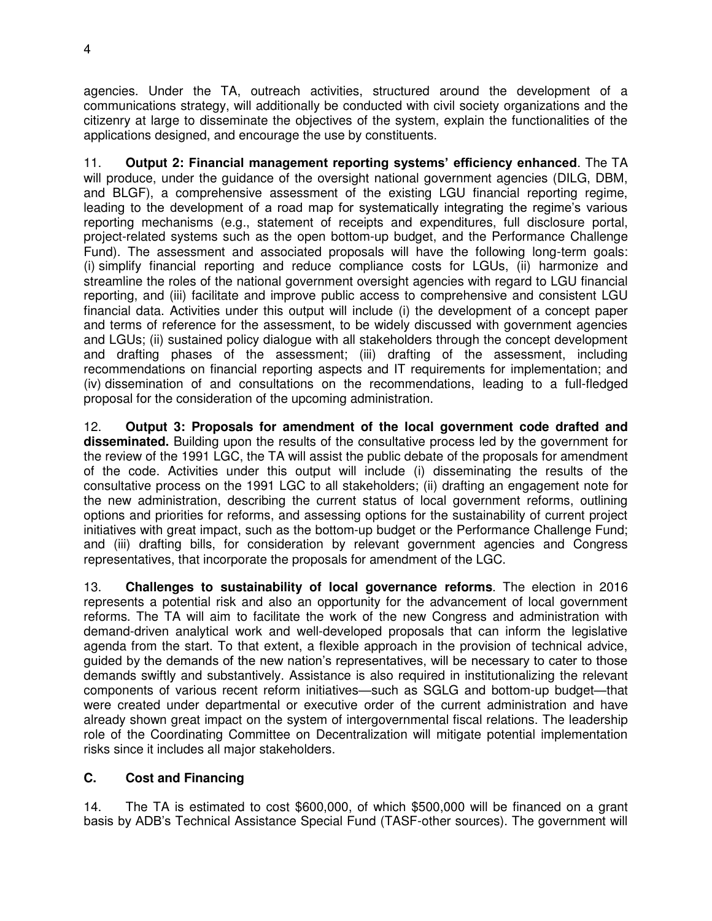agencies. Under the TA, outreach activities, structured around the development of a communications strategy, will additionally be conducted with civil society organizations and the citizenry at large to disseminate the objectives of the system, explain the functionalities of the applications designed, and encourage the use by constituents.

11. **Output 2: Financial management reporting systems' efficiency enhanced**. The TA will produce, under the guidance of the oversight national government agencies (DILG, DBM, and BLGF), a comprehensive assessment of the existing LGU financial reporting regime, leading to the development of a road map for systematically integrating the regime's various reporting mechanisms (e.g., statement of receipts and expenditures, full disclosure portal, project-related systems such as the open bottom-up budget, and the Performance Challenge Fund). The assessment and associated proposals will have the following long-term goals: (i) simplify financial reporting and reduce compliance costs for LGUs, (ii) harmonize and streamline the roles of the national government oversight agencies with regard to LGU financial reporting, and (iii) facilitate and improve public access to comprehensive and consistent LGU financial data. Activities under this output will include (i) the development of a concept paper and terms of reference for the assessment, to be widely discussed with government agencies and LGUs; (ii) sustained policy dialogue with all stakeholders through the concept development and drafting phases of the assessment; (iii) drafting of the assessment, including recommendations on financial reporting aspects and IT requirements for implementation; and (iv) dissemination of and consultations on the recommendations, leading to a full-fledged proposal for the consideration of the upcoming administration.

12. **Output 3: Proposals for amendment of the local government code drafted and disseminated.** Building upon the results of the consultative process led by the government for the review of the 1991 LGC, the TA will assist the public debate of the proposals for amendment of the code. Activities under this output will include (i) disseminating the results of the consultative process on the 1991 LGC to all stakeholders; (ii) drafting an engagement note for the new administration, describing the current status of local government reforms, outlining options and priorities for reforms, and assessing options for the sustainability of current project initiatives with great impact, such as the bottom-up budget or the Performance Challenge Fund; and (iii) drafting bills, for consideration by relevant government agencies and Congress representatives, that incorporate the proposals for amendment of the LGC.

13. **Challenges to sustainability of local governance reforms**. The election in 2016 represents a potential risk and also an opportunity for the advancement of local government reforms. The TA will aim to facilitate the work of the new Congress and administration with demand-driven analytical work and well-developed proposals that can inform the legislative agenda from the start. To that extent, a flexible approach in the provision of technical advice, guided by the demands of the new nation's representatives, will be necessary to cater to those demands swiftly and substantively. Assistance is also required in institutionalizing the relevant components of various recent reform initiatives—such as SGLG and bottom-up budget—that were created under departmental or executive order of the current administration and have already shown great impact on the system of intergovernmental fiscal relations. The leadership role of the Coordinating Committee on Decentralization will mitigate potential implementation risks since it includes all major stakeholders.

### C. Cost and Financing

14. The TA is estimated to cost $600,000, of which $500,000 will be financed on a grant basis by ADB's Technical Assistance Special Fund (TASF-other sources). The government will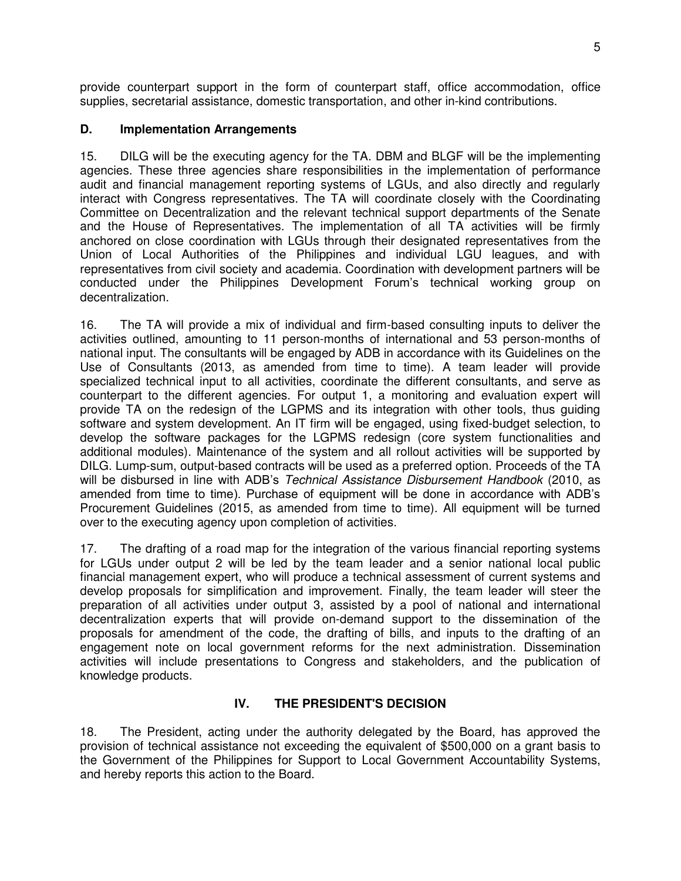provide counterpart support in the form of counterpart staff, office accommodation, office supplies, secretarial assistance, domestic transportation, and other in-kind contributions.

### D. Implementation Arrangements

15. DILG will be the executing agency for the TA. DBM and BLGF will be the implementing agencies. These three agencies share responsibilities in the implementation of performance audit and financial management reporting systems of LGUs, and also directly and regularly interact with Congress representatives. The TA will coordinate closely with the Coordinating Committee on Decentralization and the relevant technical support departments of the Senate and the House of Representatives. The implementation of all TA activities will be firmly anchored on close coordination with LGUs through their designated representatives from the Union of Local Authorities of the Philippines and individual LGU leagues, and with representatives from civil society and academia. Coordination with development partners will be conducted under the Philippines Development Forum's technical working group on decentralization.

16. The TA will provide a mix of individual and firm-based consulting inputs to deliver the activities outlined, amounting to 11 person-months of international and 53 person-months of national input. The consultants will be engaged by ADB in accordance with its Guidelines on the Use of Consultants (2013, as amended from time to time). A team leader will provide specialized technical input to all activities, coordinate the different consultants, and serve as counterpart to the different agencies. For output 1, a monitoring and evaluation expert will provide TA on the redesign of the LGPMS and its integration with other tools, thus guiding software and system development. An IT firm will be engaged, using fixed-budget selection, to develop the software packages for the LGPMS redesign (core system functionalities and additional modules). Maintenance of the system and all rollout activities will be supported by DILG. Lump-sum, output-based contracts will be used as a preferred option. Proceeds of the TA will be disbursed in line with ADB's *Technical Assistance Disbursement Handbook* (2010, as amended from time to time). Purchase of equipment will be done in accordance with ADB's Procurement Guidelines (2015, as amended from time to time). All equipment will be turned over to the executing agency upon completion of activities.

17. The drafting of a road map for the integration of the various financial reporting systems for LGUs under output 2 will be led by the team leader and a senior national local public financial management expert, who will produce a technical assessment of current systems and develop proposals for simplification and improvement. Finally, the team leader will steer the preparation of all activities under output 3, assisted by a pool of national and international decentralization experts that will provide on-demand support to the dissemination of the proposals for amendment of the code, the drafting of bills, and inputs to the drafting of an engagement note on local government reforms for the next administration. Dissemination activities will include presentations to Congress and stakeholders, and the publication of knowledge products.

## IV. THE PRESIDENT'S DECISION

18. The President, acting under the authority delegated by the Board, has approved the provision of technical assistance not exceeding the equivalent of $500,000 on a grant basis to the Government of the Philippines for Support to Local Government Accountability Systems, and hereby reports this action to the Board.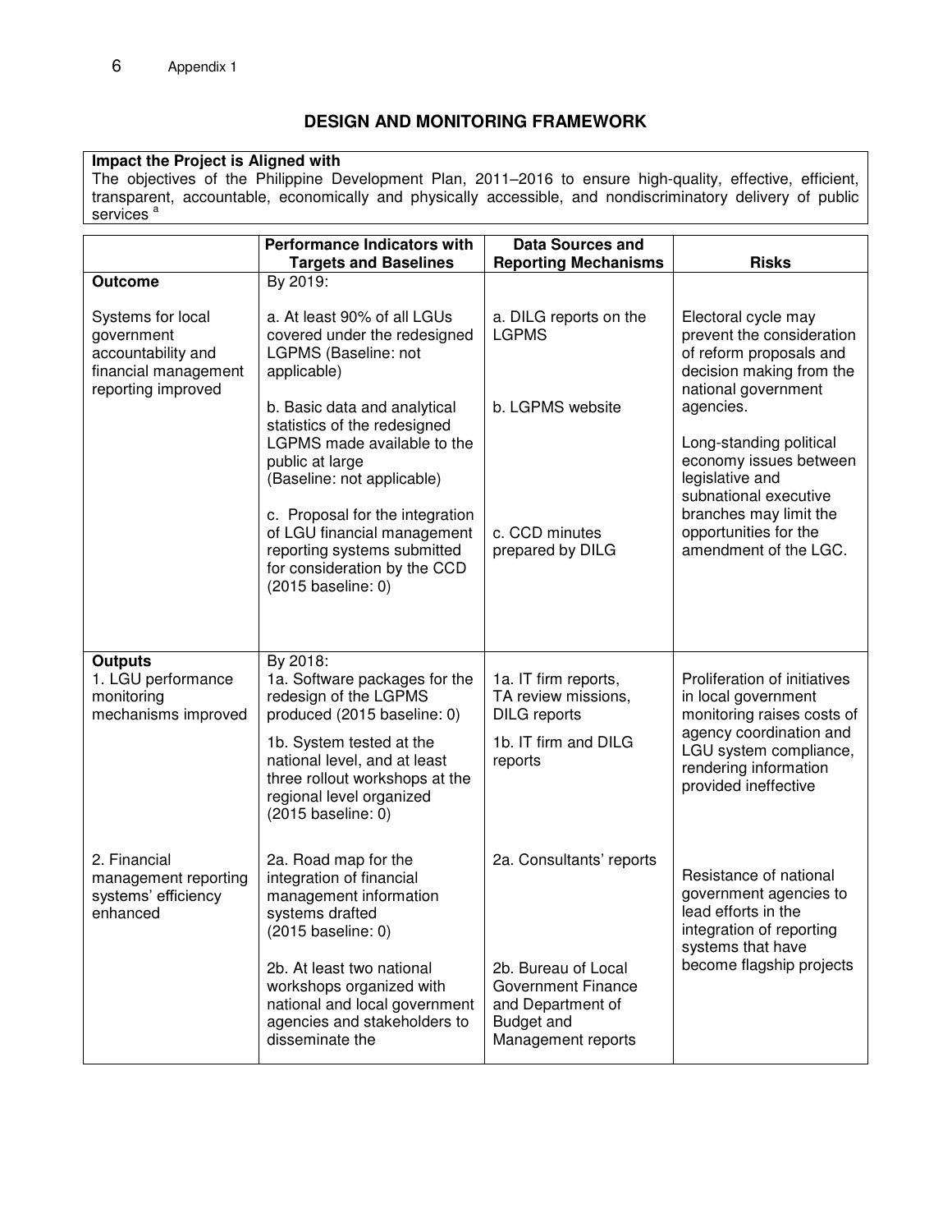## DESIGN AND MONITORING FRAMEWORK

| **Impact the Project is Aligned with** |
|---|
| The objectives of the Philippine Development Plan, 2011–2016 to ensure high-quality, effective, efficient, transparent, accountable, economically and physically accessible, and nondiscriminatory delivery of public services [a] |

| | Performance Indicators with Targets and Baselines | Data Sources and Reporting Mechanisms | Risks |
|---|---|---|---|
| **Outcome**<br><br>Systems for local government accountability and financial management reporting improved | By 2019:<br><br>a. At least 90% of all LGUs covered under the redesigned LGPMS (Baseline: not applicable)<br><br>b. Basic data and analytical statistics of the redesigned LGPMS made available to the public at large (Baseline: not applicable)<br><br>c. Proposal for the integration of LGU financial management reporting systems submitted for consideration by the CCD (2015 baseline: 0) | a. DILG reports on the LGPMS<br><br>b. LGPMS website<br><br>c. CCD minutes prepared by DILG | Electoral cycle may prevent the consideration of reform proposals and decision making from the national government agencies.<br><br>Long-standing political economy issues between legislative and subnational executive branches may limit the opportunities for the amendment of the LGC. |
| **Outputs**<br>1. LGU performance monitoring mechanisms improved | By 2018:<br>1a. Software packages for the redesign of the LGPMS produced (2015 baseline: 0)<br><br>1b. System tested at the national level, and at least three rollout workshops at the regional level organized (2015 baseline: 0) | 1a. IT firm reports, TA review missions, DILG reports<br><br>1b. IT firm and DILG reports | Proliferation of initiatives in local government monitoring raises costs of agency coordination and LGU system compliance, rendering information provided ineffective |
| 2. Financial management reporting systems' efficiency enhanced | 2a. Road map for the integration of financial management information systems drafted (2015 baseline: 0)<br><br>2b. At least two national workshops organized with national and local government agencies and stakeholders to disseminate the | 2a. Consultants' reports<br><br>2b. Bureau of Local Government Finance and Department of Budget and Management reports | Resistance of national government agencies to lead efforts in the integration of reporting systems that have become flagship projects |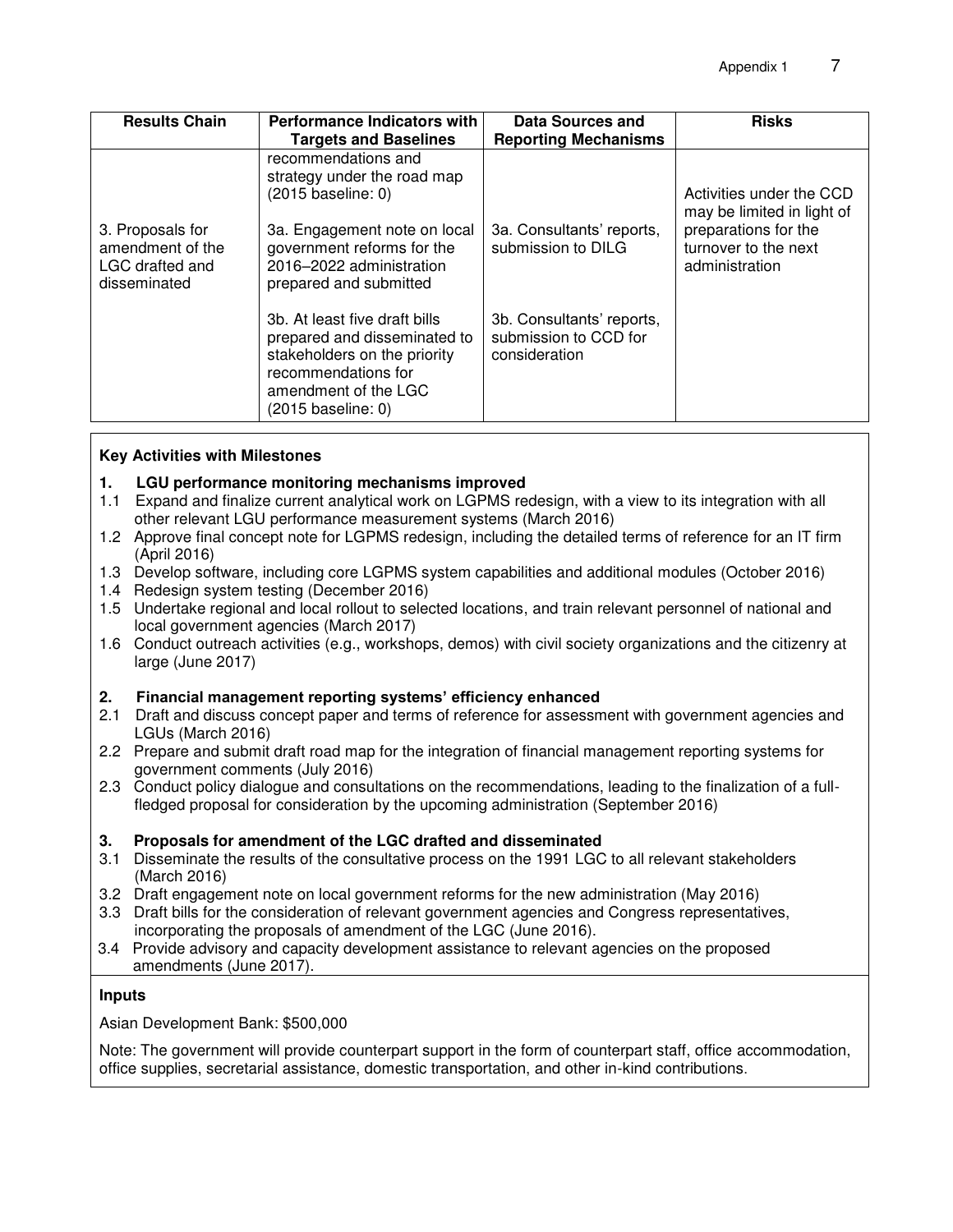| Results Chain | Performance Indicators with Targets and Baselines | Data Sources and Reporting Mechanisms | Risks |
|---|---|---|---|
| | recommendations and strategy under the road map (2015 baseline: 0) | | |
| 3. Proposals for amendment of the LGC drafted and disseminated | 3a. Engagement note on local government reforms for the 2016–2022 administration prepared and submitted | 3a. Consultants' reports, submission to DILG | Activities under the CCD may be limited in light of preparations for the turnover to the next administration |
| | 3b. At least five draft bills prepared and disseminated to stakeholders on the priority recommendations for amendment of the LGC (2015 baseline: 0) | 3b. Consultants' reports, submission to CCD for consideration | |

**Key Activities with Milestones**

**1. LGU performance monitoring mechanisms improved**

1.1 Expand and finalize current analytical work on LGPMS redesign, with a view to its integration with all other relevant LGU performance measurement systems (March 2016)
1.2 Approve final concept note for LGPMS redesign, including the detailed terms of reference for an IT firm (April 2016)
1.3 Develop software, including core LGPMS system capabilities and additional modules (October 2016)
1.4 Redesign system testing (December 2016)
1.5 Undertake regional and local rollout to selected locations, and train relevant personnel of national and local government agencies (March 2017)
1.6 Conduct outreach activities (e.g., workshops, demos) with civil society organizations and the citizenry at large (June 2017)

**2. Financial management reporting systems' efficiency enhanced**

2.1 Draft and discuss concept paper and terms of reference for assessment with government agencies and LGUs (March 2016)
2.2 Prepare and submit draft road map for the integration of financial management reporting systems for government comments (July 2016)
2.3 Conduct policy dialogue and consultations on the recommendations, leading to the finalization of a full-fledged proposal for consideration by the upcoming administration (September 2016)

**3. Proposals for amendment of the LGC drafted and disseminated**

3.1 Disseminate the results of the consultative process on the 1991 LGC to all relevant stakeholders (March 2016)
3.2 Draft engagement note on local government reforms for the new administration (May 2016)
3.3 Draft bills for the consideration of relevant government agencies and Congress representatives, incorporating the proposals of amendment of the LGC (June 2016).
3.4 Provide advisory and capacity development assistance to relevant agencies on the proposed amendments (June 2017).

**Inputs**

Asian Development Bank: $500,000

Note: The government will provide counterpart support in the form of counterpart staff, office accommodation, office supplies, secretarial assistance, domestic transportation, and other in-kind contributions.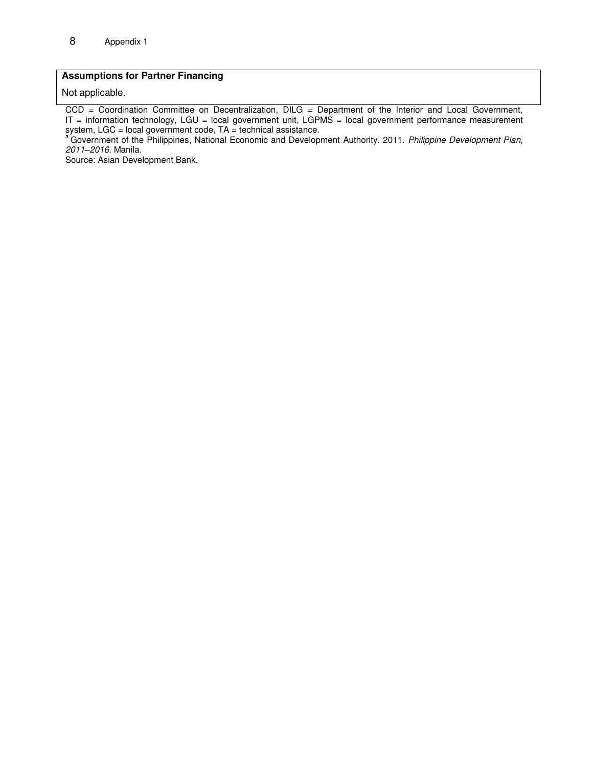| **Assumptions for Partner Financing** |
| --- |
| Not applicable. |

CCD = Coordination Committee on Decentralization, DILG = Department of the Interior and Local Government, IT = information technology, LGU = local government unit, LGPMS = local government performance measurement system, LGC = local government code, TA = technical assistance.

[a] Government of the Philippines, National Economic and Development Authority. 2011. *Philippine Development Plan, 2011–2016.* Manila.

Source: Asian Development Bank.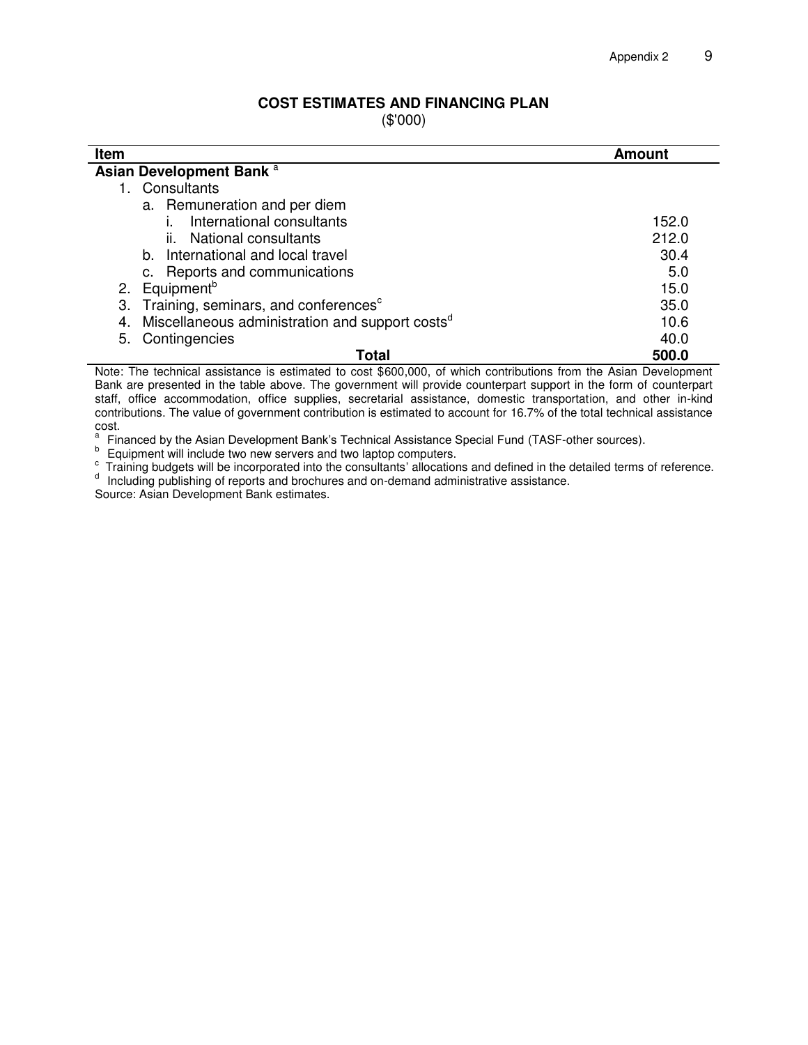## COST ESTIMATES AND FINANCING PLAN

($'000)

| Item | Amount |
|---|---|
| **Asian Development Bank** [a] | |
| 1. Consultants | |
| a. Remuneration and per diem | |
| i. International consultants | 152.0 |
| ii. National consultants | 212.0 |
| b. International and local travel | 30.4 |
| c. Reports and communications | 5.0 |
| 2. Equipment[b] | 15.0 |
| 3. Training, seminars, and conferences[c] | 35.0 |
| 4. Miscellaneous administration and support costs[d] | 10.6 |
| 5. Contingencies | 40.0 |
| **Total** | **500.0** |

Note: The technical assistance is estimated to cost $600,000, of which contributions from the Asian Development Bank are presented in the table above. The government will provide counterpart support in the form of counterpart staff, office accommodation, office supplies, secretarial assistance, domestic transportation, and other in-kind contributions. The value of government contribution is estimated to account for 16.7% of the total technical assistance cost.

[a] Financed by the Asian Development Bank's Technical Assistance Special Fund (TASF-other sources).

[b] Equipment will include two new servers and two laptop computers.

[c] Training budgets will be incorporated into the consultants' allocations and defined in the detailed terms of reference.

[d] Including publishing of reports and brochures and on-demand administrative assistance.

Source: Asian Development Bank estimates.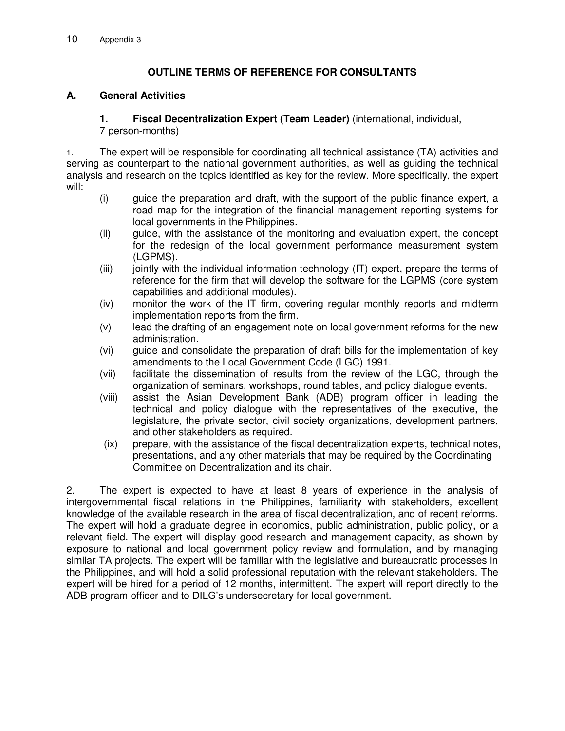# OUTLINE TERMS OF REFERENCE FOR CONSULTANTS

## A. General Activities

### 1. Fiscal Decentralization Expert (Team Leader) (international, individual, 7 person-months)

1. The expert will be responsible for coordinating all technical assistance (TA) activities and serving as counterpart to the national government authorities, as well as guiding the technical analysis and research on the topics identified as key for the review. More specifically, the expert will:

   (i) guide the preparation and draft, with the support of the public finance expert, a road map for the integration of the financial management reporting systems for local governments in the Philippines.

   (ii) guide, with the assistance of the monitoring and evaluation expert, the concept for the redesign of the local government performance measurement system (LGPMS).

   (iii) jointly with the individual information technology (IT) expert, prepare the terms of reference for the firm that will develop the software for the LGPMS (core system capabilities and additional modules).

   (iv) monitor the work of the IT firm, covering regular monthly reports and midterm implementation reports from the firm.

   (v) lead the drafting of an engagement note on local government reforms for the new administration.

   (vi) guide and consolidate the preparation of draft bills for the implementation of key amendments to the Local Government Code (LGC) 1991.

   (vii) facilitate the dissemination of results from the review of the LGC, through the organization of seminars, workshops, round tables, and policy dialogue events.

   (viii) assist the Asian Development Bank (ADB) program officer in leading the technical and policy dialogue with the representatives of the executive, the legislature, the private sector, civil society organizations, development partners, and other stakeholders as required.

   (ix) prepare, with the assistance of the fiscal decentralization experts, technical notes, presentations, and any other materials that may be required by the Coordinating Committee on Decentralization and its chair.

2. The expert is expected to have at least 8 years of experience in the analysis of intergovernmental fiscal relations in the Philippines, familiarity with stakeholders, excellent knowledge of the available research in the area of fiscal decentralization, and of recent reforms. The expert will hold a graduate degree in economics, public administration, public policy, or a relevant field. The expert will display good research and management capacity, as shown by exposure to national and local government policy review and formulation, and by managing similar TA projects. The expert will be familiar with the legislative and bureaucratic processes in the Philippines, and will hold a solid professional reputation with the relevant stakeholders. The expert will be hired for a period of 12 months, intermittent. The expert will report directly to the ADB program officer and to DILG's undersecretary for local government.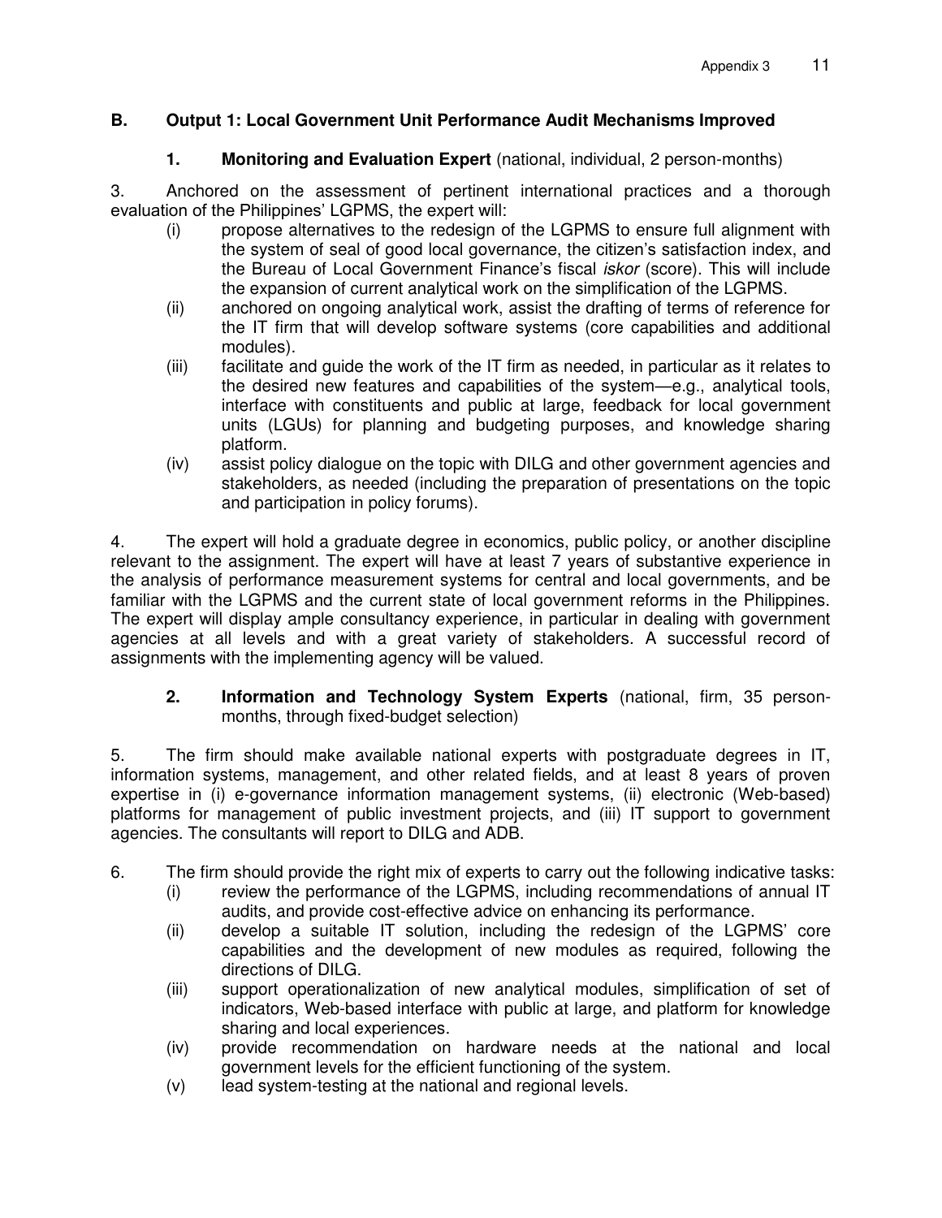## B. Output 1: Local Government Unit Performance Audit Mechanisms Improved

### 1. Monitoring and Evaluation Expert (national, individual, 2 person-months)

3. Anchored on the assessment of pertinent international practices and a thorough evaluation of the Philippines' LGPMS, the expert will:

(i) propose alternatives to the redesign of the LGPMS to ensure full alignment with the system of seal of good local governance, the citizen's satisfaction index, and the Bureau of Local Government Finance's fiscal *iskor* (score). This will include the expansion of current analytical work on the simplification of the LGPMS.

(ii) anchored on ongoing analytical work, assist the drafting of terms of reference for the IT firm that will develop software systems (core capabilities and additional modules).

(iii) facilitate and guide the work of the IT firm as needed, in particular as it relates to the desired new features and capabilities of the system—e.g., analytical tools, interface with constituents and public at large, feedback for local government units (LGUs) for planning and budgeting purposes, and knowledge sharing platform.

(iv) assist policy dialogue on the topic with DILG and other government agencies and stakeholders, as needed (including the preparation of presentations on the topic and participation in policy forums).

4. The expert will hold a graduate degree in economics, public policy, or another discipline relevant to the assignment. The expert will have at least 7 years of substantive experience in the analysis of performance measurement systems for central and local governments, and be familiar with the LGPMS and the current state of local government reforms in the Philippines. The expert will display ample consultancy experience, in particular in dealing with government agencies at all levels and with a great variety of stakeholders. A successful record of assignments with the implementing agency will be valued.

### 2. Information and Technology System Experts (national, firm, 35 person-months, through fixed-budget selection)

5. The firm should make available national experts with postgraduate degrees in IT, information systems, management, and other related fields, and at least 8 years of proven expertise in (i) e-governance information management systems, (ii) electronic (Web-based) platforms for management of public investment projects, and (iii) IT support to government agencies. The consultants will report to DILG and ADB.

6. The firm should provide the right mix of experts to carry out the following indicative tasks:

(i) review the performance of the LGPMS, including recommendations of annual IT audits, and provide cost-effective advice on enhancing its performance.

(ii) develop a suitable IT solution, including the redesign of the LGPMS' core capabilities and the development of new modules as required, following the directions of DILG.

(iii) support operationalization of new analytical modules, simplification of set of indicators, Web-based interface with public at large, and platform for knowledge sharing and local experiences.

(iv) provide recommendation on hardware needs at the national and local government levels for the efficient functioning of the system.

(v) lead system-testing at the national and regional levels.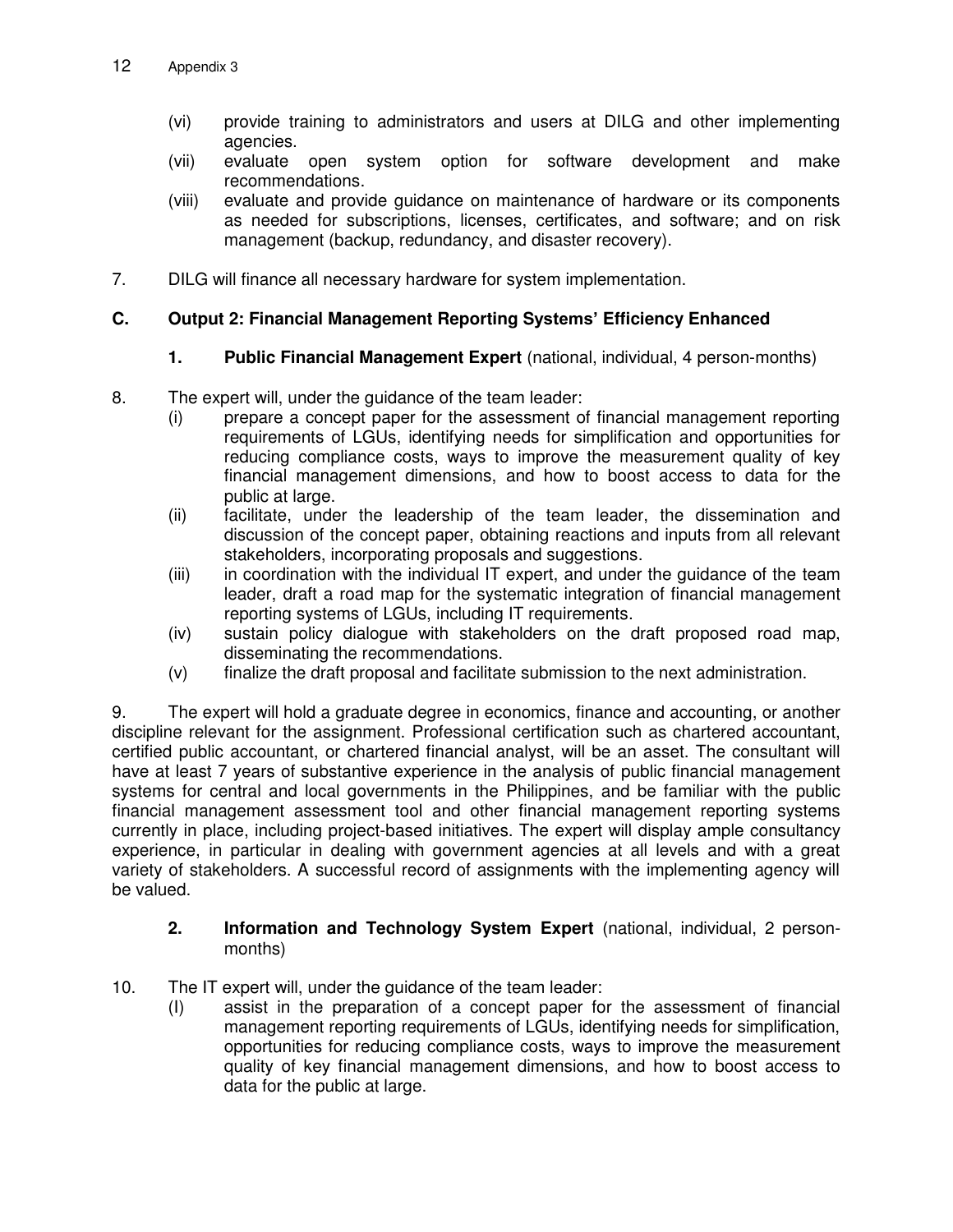(vi) provide training to administrators and users at DILG and other implementing agencies.

(vii) evaluate open system option for software development and make recommendations.

(viii) evaluate and provide guidance on maintenance of hardware or its components as needed for subscriptions, licenses, certificates, and software; and on risk management (backup, redundancy, and disaster recovery).

7. DILG will finance all necessary hardware for system implementation.

## C. Output 2: Financial Management Reporting Systems' Efficiency Enhanced

### 1. Public Financial Management Expert (national, individual, 4 person-months)

8. The expert will, under the guidance of the team leader:

(i) prepare a concept paper for the assessment of financial management reporting requirements of LGUs, identifying needs for simplification and opportunities for reducing compliance costs, ways to improve the measurement quality of key financial management dimensions, and how to boost access to data for the public at large.

(ii) facilitate, under the leadership of the team leader, the dissemination and discussion of the concept paper, obtaining reactions and inputs from all relevant stakeholders, incorporating proposals and suggestions.

(iii) in coordination with the individual IT expert, and under the guidance of the team leader, draft a road map for the systematic integration of financial management reporting systems of LGUs, including IT requirements.

(iv) sustain policy dialogue with stakeholders on the draft proposed road map, disseminating the recommendations.

(v) finalize the draft proposal and facilitate submission to the next administration.

9. The expert will hold a graduate degree in economics, finance and accounting, or another discipline relevant for the assignment. Professional certification such as chartered accountant, certified public accountant, or chartered financial analyst, will be an asset. The consultant will have at least 7 years of substantive experience in the analysis of public financial management systems for central and local governments in the Philippines, and be familiar with the public financial management assessment tool and other financial management reporting systems currently in place, including project-based initiatives. The expert will display ample consultancy experience, in particular in dealing with government agencies at all levels and with a great variety of stakeholders. A successful record of assignments with the implementing agency will be valued.

### 2. Information and Technology System Expert (national, individual, 2 person-months)

10. The IT expert will, under the guidance of the team leader:

(I) assist in the preparation of a concept paper for the assessment of financial management reporting requirements of LGUs, identifying needs for simplification, opportunities for reducing compliance costs, ways to improve the measurement quality of key financial management dimensions, and how to boost access to data for the public at large.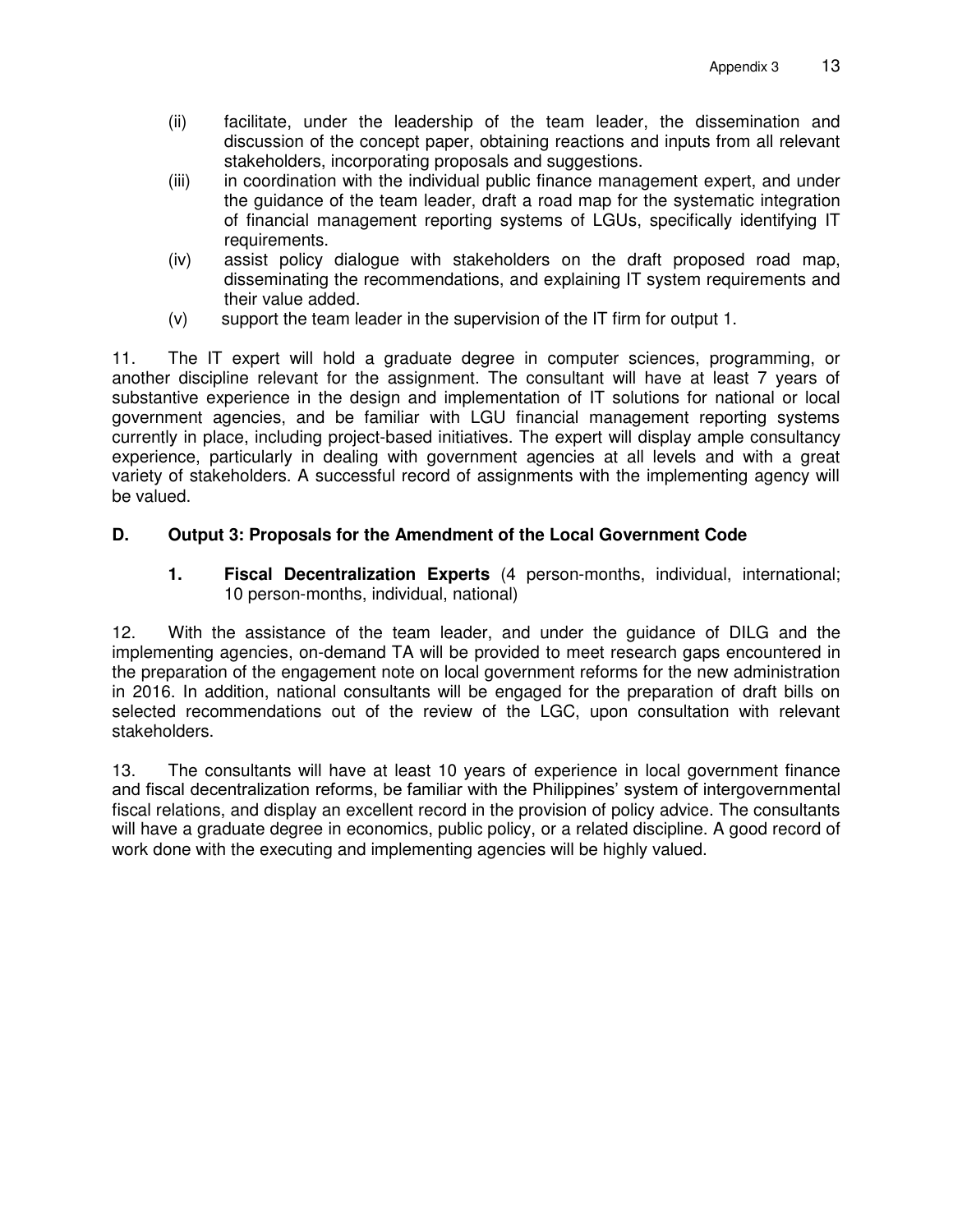(ii) facilitate, under the leadership of the team leader, the dissemination and discussion of the concept paper, obtaining reactions and inputs from all relevant stakeholders, incorporating proposals and suggestions.

(iii) in coordination with the individual public finance management expert, and under the guidance of the team leader, draft a road map for the systematic integration of financial management reporting systems of LGUs, specifically identifying IT requirements.

(iv) assist policy dialogue with stakeholders on the draft proposed road map, disseminating the recommendations, and explaining IT system requirements and their value added.

(v) support the team leader in the supervision of the IT firm for output 1.

11. The IT expert will hold a graduate degree in computer sciences, programming, or another discipline relevant for the assignment. The consultant will have at least 7 years of substantive experience in the design and implementation of IT solutions for national or local government agencies, and be familiar with LGU financial management reporting systems currently in place, including project-based initiatives. The expert will display ample consultancy experience, particularly in dealing with government agencies at all levels and with a great variety of stakeholders. A successful record of assignments with the implementing agency will be valued.

## D. Output 3: Proposals for the Amendment of the Local Government Code

### 1. Fiscal Decentralization Experts (4 person-months, individual, international; 10 person-months, individual, national)

12. With the assistance of the team leader, and under the guidance of DILG and the implementing agencies, on-demand TA will be provided to meet research gaps encountered in the preparation of the engagement note on local government reforms for the new administration in 2016. In addition, national consultants will be engaged for the preparation of draft bills on selected recommendations out of the review of the LGC, upon consultation with relevant stakeholders.

13. The consultants will have at least 10 years of experience in local government finance and fiscal decentralization reforms, be familiar with the Philippines' system of intergovernmental fiscal relations, and display an excellent record in the provision of policy advice. The consultants will have a graduate degree in economics, public policy, or a related discipline. A good record of work done with the executing and implementing agencies will be highly valued.